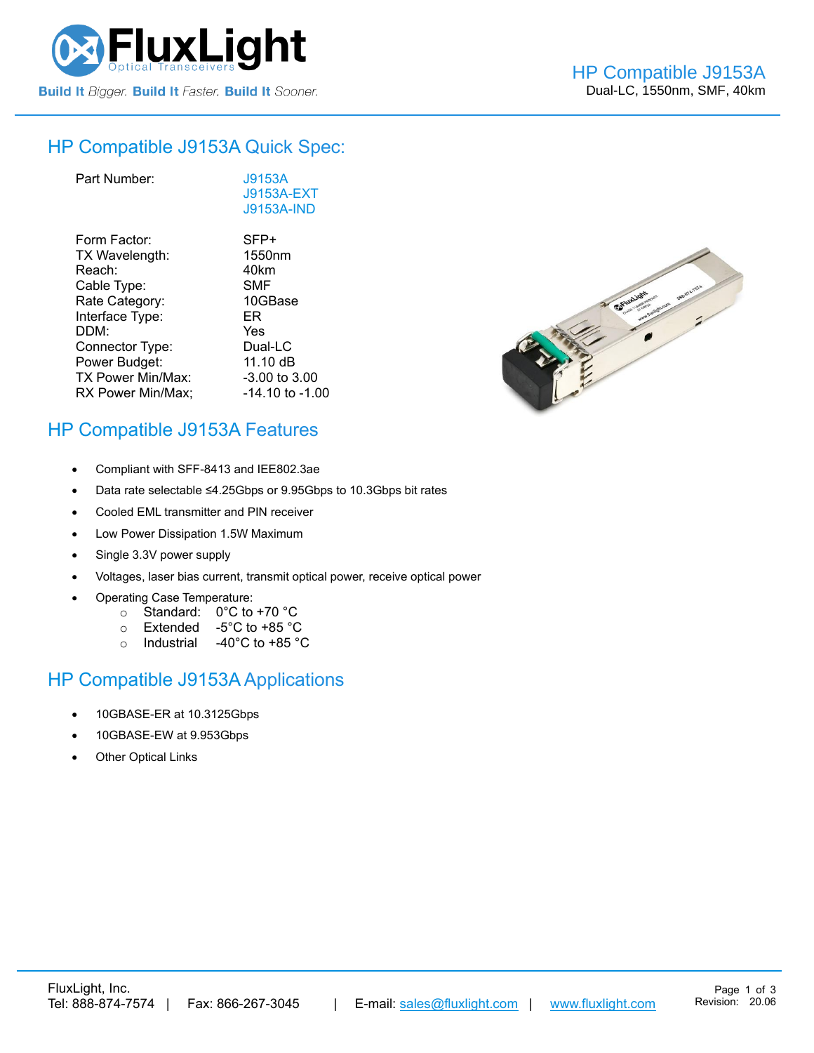# HP Compatible J9153A

Dual-LC, 1550nm, SMF, 40km

## HP Compatible J9153A Quick Spec:

| | |
|---|---|
| Part Number: | J9153A<br>J9153A-EXT<br>J9153A-IND |
| Form Factor: | SFP+ |
| TX Wavelength: | 1550nm |
| Reach: | 40km |
| Cable Type: | SMF |
| Rate Category: | 10GBase |
| Interface Type: | ER |
| DDM: | Yes |
| Connector Type: | Dual-LC |
| Power Budget: | 11.10 dB |
| TX Power Min/Max: | -3.00 to 3.00 |
| RX Power Min/Max; | -14.10 to -1.00 |

## HP Compatible J9153A Features

- Compliant with SFF-8413 and IEEE802.3ae
- Data rate selectable ≤4.25Gbps or 9.95Gbps to 10.3Gbps bit rates
- Cooled EML transmitter and PIN receiver
- Low Power Dissipation 1.5W Maximum
- Single 3.3V power supply
- Voltages, laser bias current, transmit optical power, receive optical power
- Operating Case Temperature:
  - Standard: 0°C to +70 °C
  - Extended -5°C to +85 °C
  - Industrial -40°C to +85 °C

## HP Compatible J9153A Applications

- 10GBASE-ER at 10.3125Gbps
- 10GBASE-EW at 9.953Gbps
- Other Optical Links

FluxLight, Inc.
Tel: 888-874-7574 | Fax: 866-267-3045 | E-mail: sales@fluxlight.com | www.fluxlight.com

Revision: 20.06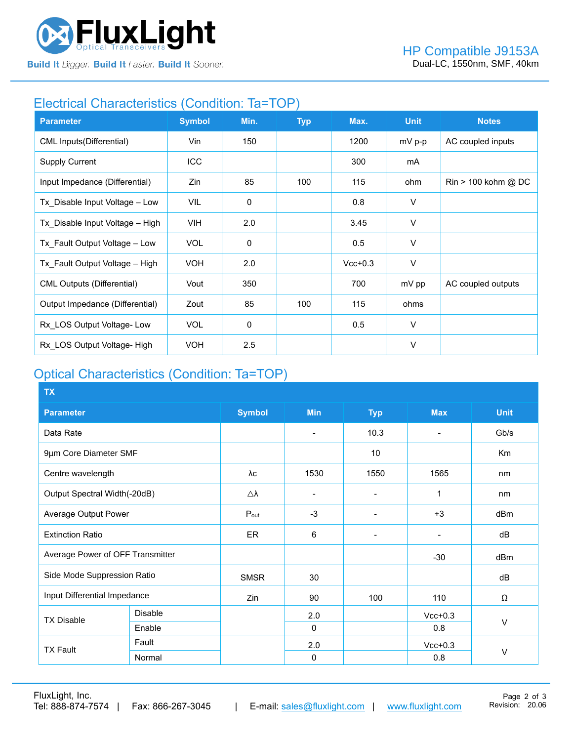## Electrical Characteristics (Condition: Ta=TOP)

| Parameter | Symbol | Min. | Typ | Max. | Unit | Notes |
|---|---|---|---|---|---|---|
| CML Inputs(Differential) | Vin | 150 | | 1200 | mV p-p | AC coupled inputs |
| Supply Current | ICC | | | 300 | mA | |
| Input Impedance (Differential) | Zin | 85 | 100 | 115 | ohm | Rin > 100 kohm @ DC |
| Tx_Disable Input Voltage – Low | VIL | 0 | | 0.8 | V | |
| Tx_Disable Input Voltage – High | VIH | 2.0 | | 3.45 | V | |
| Tx_Fault Output Voltage – Low | VOL | 0 | | 0.5 | V | |
| Tx_Fault Output Voltage – High | VOH | 2.0 | | Vcc+0.3 | V | |
| CML Outputs (Differential) | Vout | 350 | | 700 | mV pp | AC coupled outputs |
| Output Impedance (Differential) | Zout | 85 | 100 | 115 | ohms | |
| Rx_LOS Output Voltage- Low | VOL | 0 | | 0.5 | V | |
| Rx_LOS Output Voltage- High | VOH | 2.5 | | | V | |

## Optical Characteristics (Condition: Ta=TOP)

| TX | | | | | | |
|---|---|---|---|---|---|---|
| **Parameter** | | **Symbol** | **Min** | **Typ** | **Max** | **Unit** |
| Data Rate | | | - | 10.3 | - | Gb/s |
| 9µm Core Diameter SMF | | | | 10 | | Km |
| Centre wavelength | | λc | 1530 | 1550 | 1565 | nm |
| Output Spectral Width(-20dB) | | △λ | - | - | 1 | nm |
| Average Output Power | | $P_{out}$ | -3 | - | +3 | dBm |
| Extinction Ratio | | ER | 6 | - | - | dB |
| Average Power of OFF Transmitter | | | | | -30 | dBm |
| Side Mode Suppression Ratio | | SMSR | 30 | | | dB |
| Input Differential Impedance | | Zin | 90 | 100 | 110 | Ω |
| TX Disable | Disable | | 2.0 | | Vcc+0.3 | V |
| | Enable | | 0 | | 0.8 | |
| TX Fault | Fault | | 2.0 | | Vcc+0.3 | V |
| | Normal | | 0 | | 0.8 | |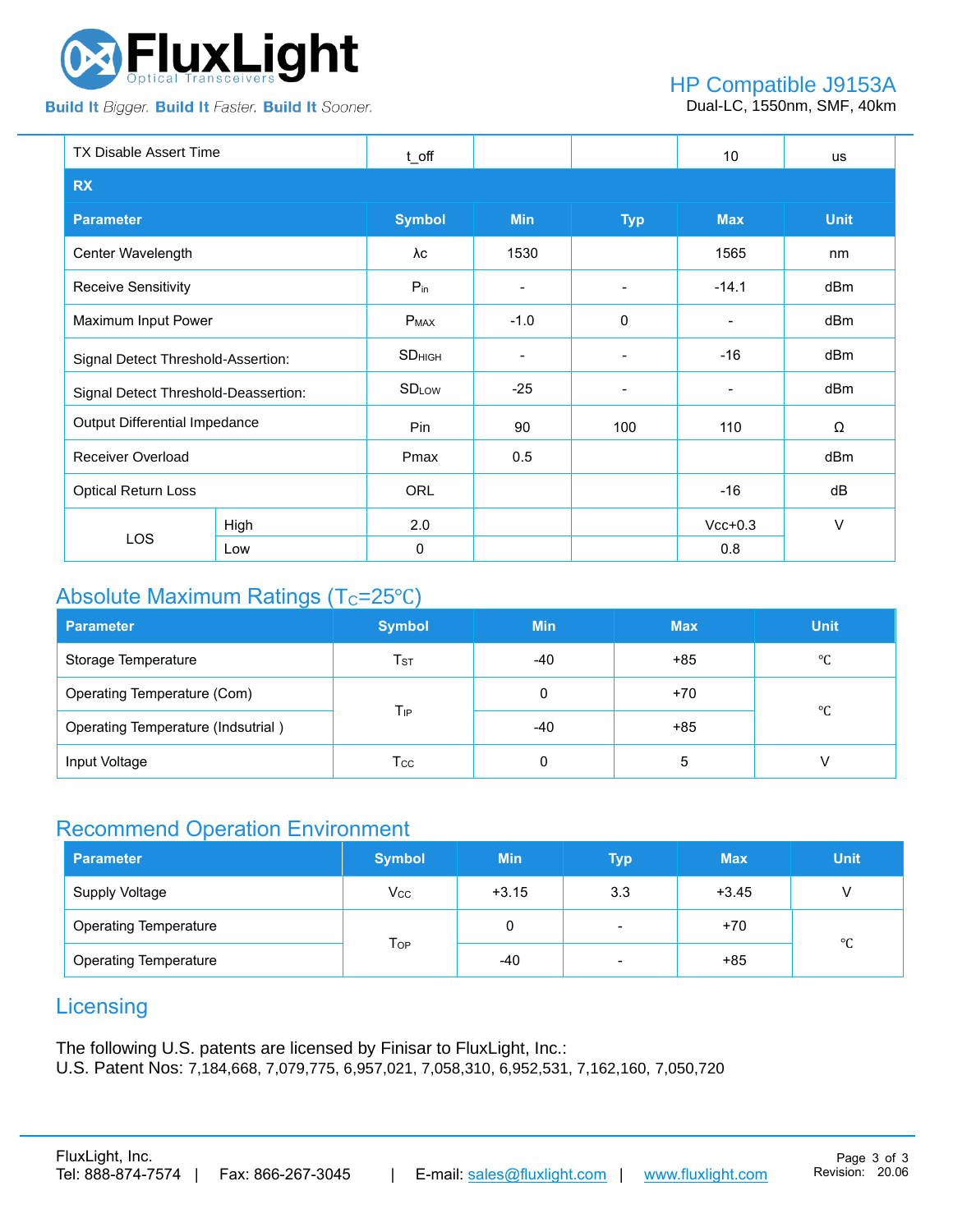| Parameter | | Symbol | Min | Typ | Max | Unit |
|---|---|---|---|---|---|---|
| TX Disable Assert Time | | t_off | | | 10 | us |
| **RX** | | | | | | |
| **Parameter** | | **Symbol** | **Min** | **Typ** | **Max** | **Unit** |
| Center Wavelength | | λc | 1530 | | 1565 | nm |
| Receive Sensitivity | | $P_{in}$ | - | - | -14.1 | dBm |
| Maximum Input Power | | $P_{MAX}$ | -1.0 | 0 | - | dBm |
| Signal Detect Threshold-Assertion: | | $SD_{HIGH}$ | - | - | -16 | dBm |
| Signal Detect Threshold-Deassertion: | | $SD_{LOW}$ | -25 | - | - | dBm |
| Output Differential Impedance | | Pin | 90 | 100 | 110 | Ω |
| Receiver Overload | | Pmax | 0.5 | | | dBm |
| Optical Return Loss | | ORL | | | -16 | dB |
| LOS | High | 2.0 | | | Vcc+0.3 | V |
| | Low | 0 | | | 0.8 | |

## Absolute Maximum Ratings ($T_C$=25℃)

| Parameter | Symbol | Min | Max | Unit |
|---|---|---|---|---|
| Storage Temperature | $T_{ST}$ | -40 | +85 | ℃ |
| Operating Temperature (Com) | $T_{IP}$ | 0 | +70 | ℃ |
| Operating Temperature (Indsutrial ) | | -40 | +85 | |
| Input Voltage | $T_{CC}$ | 0 | 5 | V |

## Recommend Operation Environment

| Parameter | Symbol | Min | Typ | Max | Unit |
|---|---|---|---|---|---|
| Supply Voltage | $V_{CC}$ | +3.15 | 3.3 | +3.45 | V |
| Operating Temperature | $T_{OP}$ | 0 | - | +70 | ℃ |
| Operating Temperature | | -40 | - | +85 | |

## Licensing

The following U.S. patents are licensed by Finisar to FluxLight, Inc.:
U.S. Patent Nos: 7,184,668, 7,079,775, 6,957,021, 7,058,310, 6,952,531, 7,162,160, 7,050,720